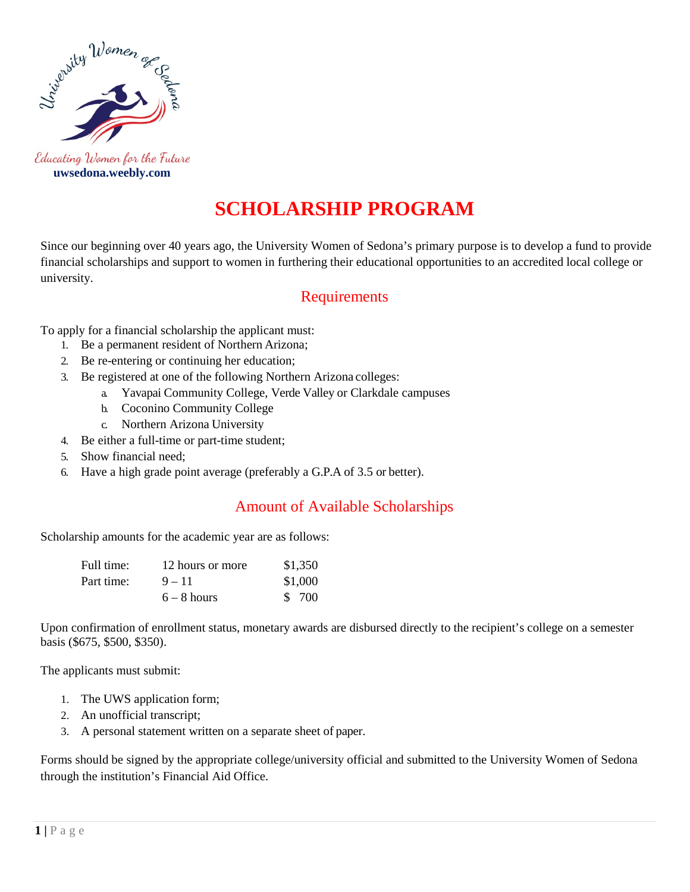Educating Women for the Future
**uwsedona.weebly.com**

# SCHOLARSHIP PROGRAM

Since our beginning over 40 years ago, the University Women of Sedona's primary purpose is to develop a fund to provide financial scholarships and support to women in furthering their educational opportunities to an accredited local college or university.

## Requirements

To apply for a financial scholarship the applicant must:

1. Be a permanent resident of Northern Arizona;
2. Be re-entering or continuing her education;
3. Be registered at one of the following Northern Arizona colleges:
    a. Yavapai Community College, Verde Valley or Clarkdale campuses
    b. Coconino Community College
    c. Northern Arizona University
4. Be either a full-time or part-time student;
5. Show financial need;
6. Have a high grade point average (preferably a G.P.A of 3.5 or better).

## Amount of Available Scholarships

Scholarship amounts for the academic year are as follows:

| | | |
|---|---|---|
| Full time: | 12 hours or more | $1,350 |
| Part time: | 9 – 11 | $1,000 |
| | 6 – 8 hours | $ 700 |

Upon confirmation of enrollment status, monetary awards are disbursed directly to the recipient's college on a semester basis ($675, $500, $350).

The applicants must submit:

1. The UWS application form;
2. An unofficial transcript;
3. A personal statement written on a separate sheet of paper.

Forms should be signed by the appropriate college/university official and submitted to the University Women of Sedona through the institution's Financial Aid Office.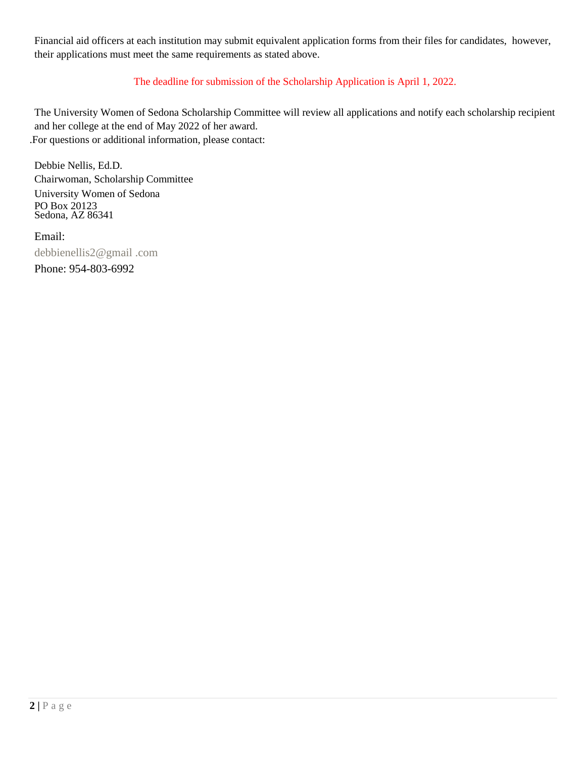Financial aid officers at each institution may submit equivalent application forms from their files for candidates, however, their applications must meet the same requirements as stated above.

The deadline for submission of the Scholarship Application is April 1, 2022.

The University Women of Sedona Scholarship Committee will review all applications and notify each scholarship recipient and her college at the end of May 2022 of her award.
.For questions or additional information, please contact:

Debbie Nellis, Ed.D.
Chairwoman, Scholarship Committee
University Women of Sedona
PO Box 20123
Sedona, AZ 86341

Email:
debbienellis2@gmail .com
Phone: 954-803-6992